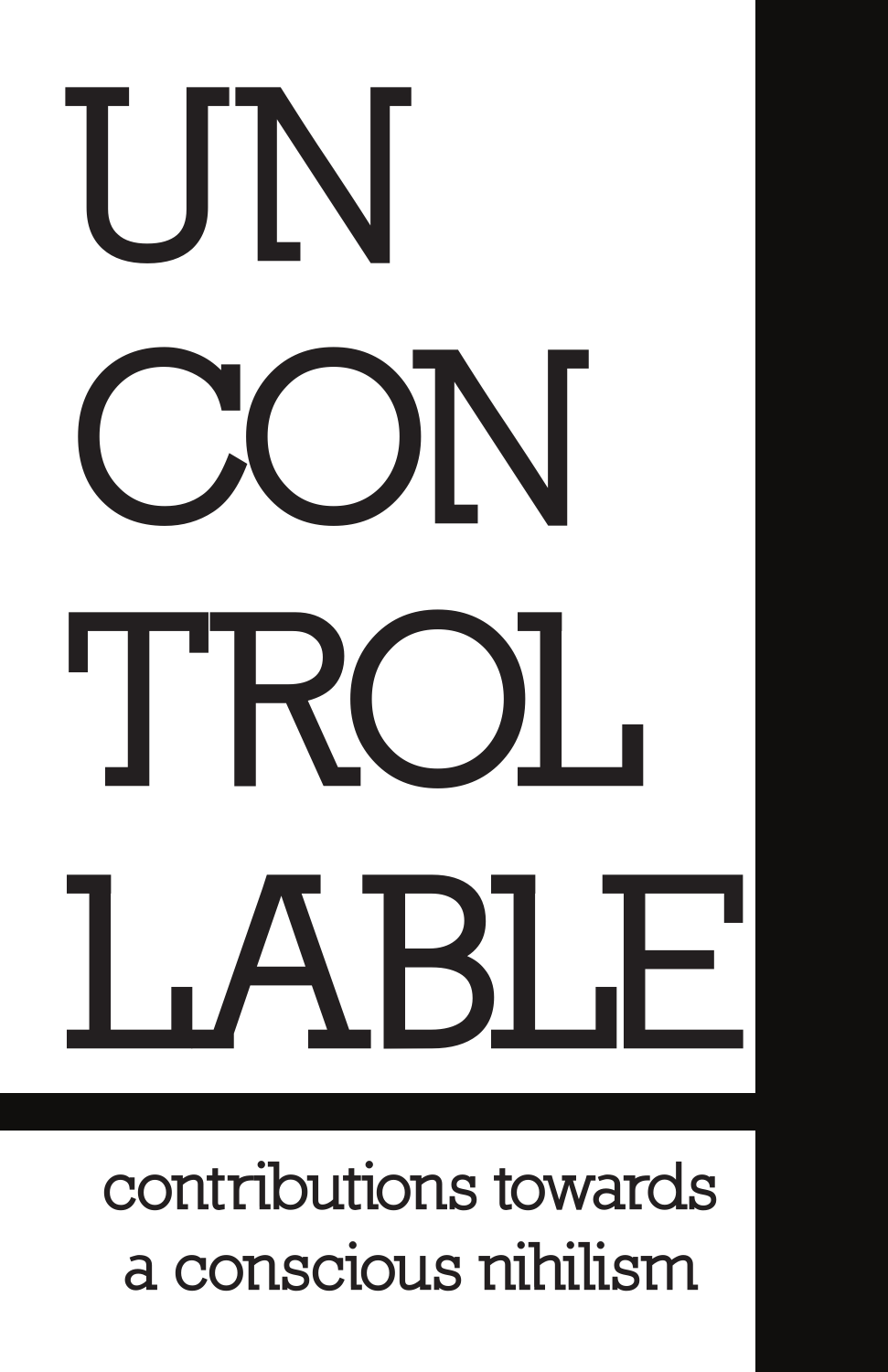# UN CON TROL LABLE

contributions towards
a conscious nihilism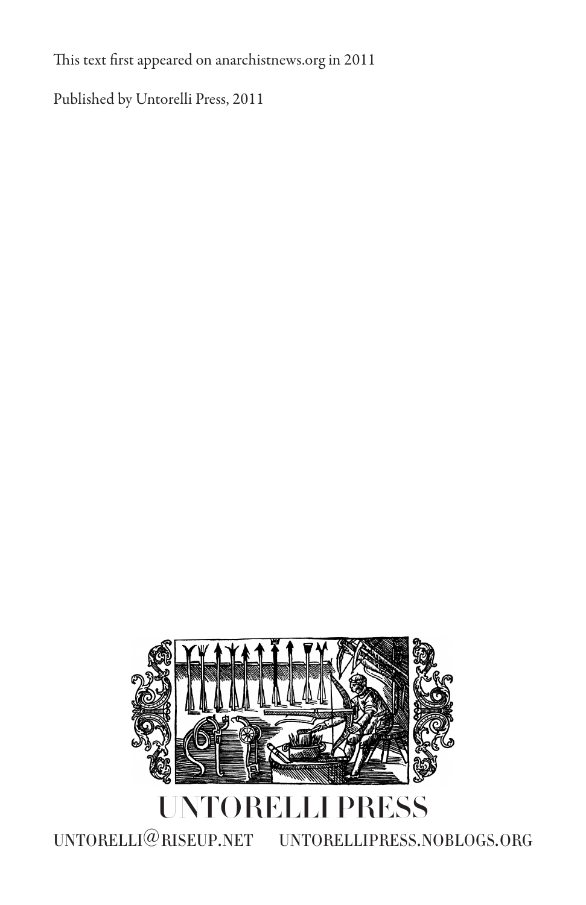This text first appeared on anarchistnews.org in 2011

Published by Untorelli Press, 2011

UNTORELLI PRESS

untorelli@riseup.net untorellipress.noblogs.org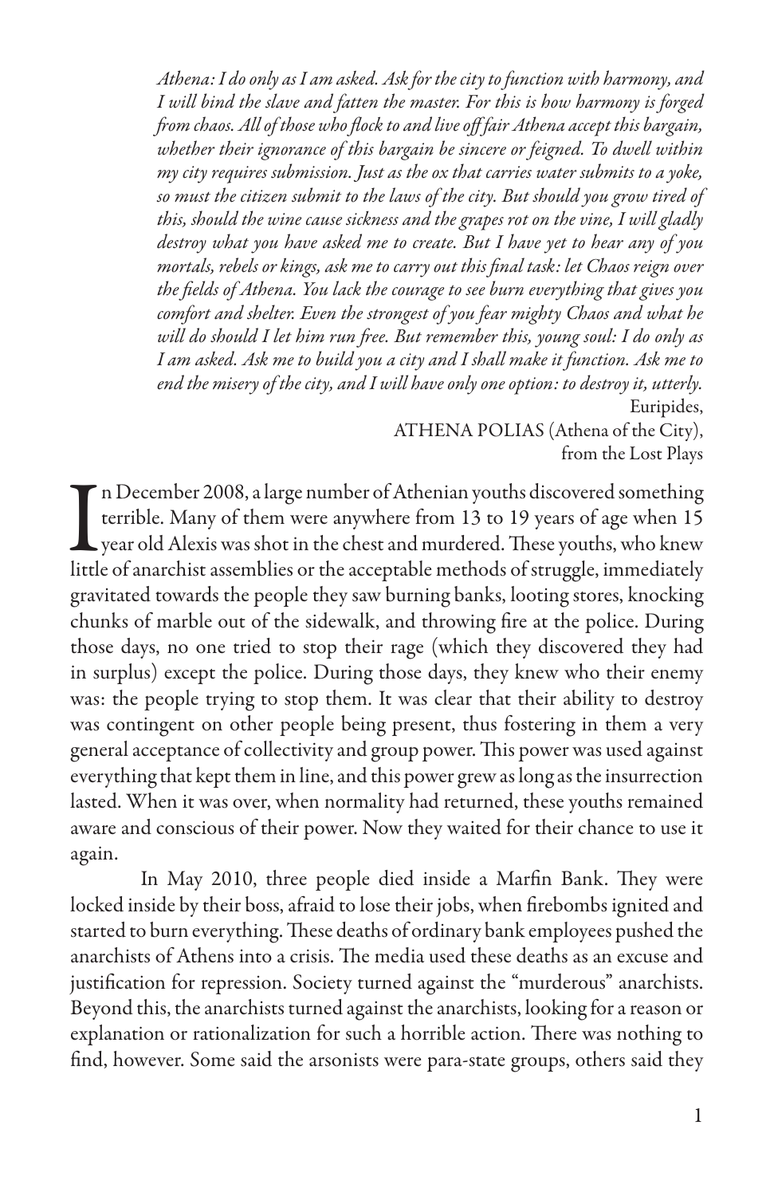*Athena: I do only as I am asked. Ask for the city to function with harmony, and I will bind the slave and fatten the master. For this is how harmony is forged from chaos. All of those who flock to and live off fair Athena accept this bargain, whether their ignorance of this bargain be sincere or feigned. To dwell within my city requires submission. Just as the ox that carries water submits to a yoke, so must the citizen submit to the laws of the city. But should you grow tired of this, should the wine cause sickness and the grapes rot on the vine, I will gladly destroy what you have asked me to create. But I have yet to hear any of you mortals, rebels or kings, ask me to carry out this final task: let Chaos reign over the fields of Athena. You lack the courage to see burn everything that gives you comfort and shelter. Even the strongest of you fear mighty Chaos and what he will do should I let him run free. But remember this, young soul: I do only as I am asked. Ask me to build you a city and I shall make it function. Ask me to end the misery of the city, and I will have only one option: to destroy it, utterly.*

Euripides,
ATHENA POLIAS (Athena of the City),
from the Lost Plays

In December 2008, a large number of Athenian youths discovered something terrible. Many of them were anywhere from 13 to 19 years of age when 15 year old Alexis was shot in the chest and murdered. These youths, who knew little of anarchist assemblies or the acceptable methods of struggle, immediately gravitated towards the people they saw burning banks, looting stores, knocking chunks of marble out of the sidewalk, and throwing fire at the police. During those days, no one tried to stop their rage (which they discovered they had in surplus) except the police. During those days, they knew who their enemy was: the people trying to stop them. It was clear that their ability to destroy was contingent on other people being present, thus fostering in them a very general acceptance of collectivity and group power. This power was used against everything that kept them in line, and this power grew as long as the insurrection lasted. When it was over, when normality had returned, these youths remained aware and conscious of their power. Now they waited for their chance to use it again.

In May 2010, three people died inside a Marfin Bank. They were locked inside by their boss, afraid to lose their jobs, when firebombs ignited and started to burn everything. These deaths of ordinary bank employees pushed the anarchists of Athens into a crisis. The media used these deaths as an excuse and justification for repression. Society turned against the "murderous" anarchists. Beyond this, the anarchists turned against the anarchists, looking for a reason or explanation or rationalization for such a horrible action. There was nothing to find, however. Some said the arsonists were para-state groups, others said they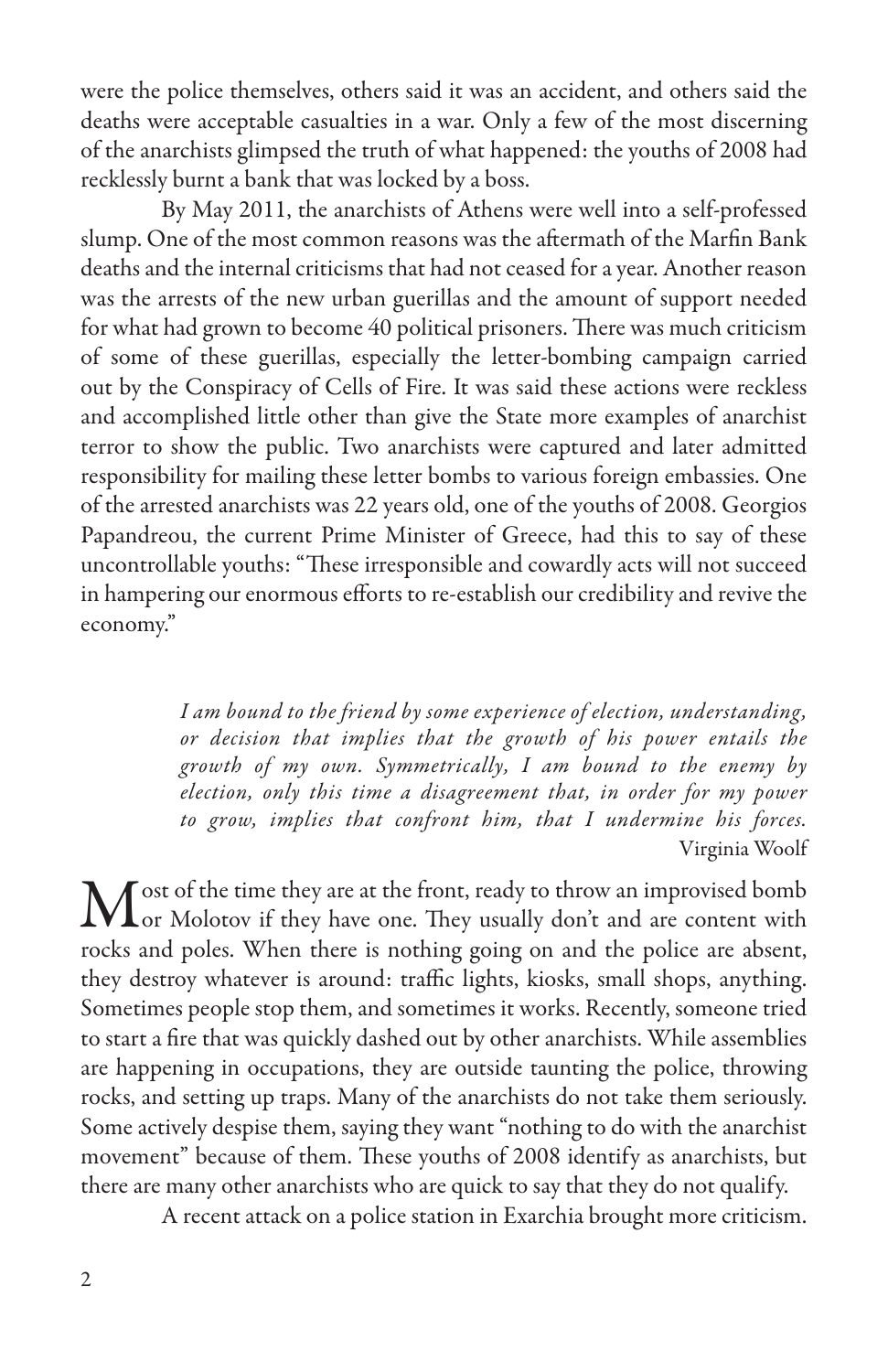were the police themselves, others said it was an accident, and others said the deaths were acceptable casualties in a war. Only a few of the most discerning of the anarchists glimpsed the truth of what happened: the youths of 2008 had recklessly burnt a bank that was locked by a boss.

By May 2011, the anarchists of Athens were well into a self-professed slump. One of the most common reasons was the aftermath of the Marfin Bank deaths and the internal criticisms that had not ceased for a year. Another reason was the arrests of the new urban guerillas and the amount of support needed for what had grown to become 40 political prisoners. There was much criticism of some of these guerillas, especially the letter-bombing campaign carried out by the Conspiracy of Cells of Fire. It was said these actions were reckless and accomplished little other than give the State more examples of anarchist terror to show the public. Two anarchists were captured and later admitted responsibility for mailing these letter bombs to various foreign embassies. One of the arrested anarchists was 22 years old, one of the youths of 2008. Georgios Papandreou, the current Prime Minister of Greece, had this to say of these uncontrollable youths: "These irresponsible and cowardly acts will not succeed in hampering our enormous efforts to re-establish our credibility and revive the economy."

> *I am bound to the friend by some experience of election, understanding, or decision that implies that the growth of his power entails the growth of my own. Symmetrically, I am bound to the enemy by election, only this time a disagreement that, in order for my power to grow, implies that confront him, that I undermine his forces.*
> Virginia Woolf

Most of the time they are at the front, ready to throw an improvised bomb or Molotov if they have one. They usually don't and are content with rocks and poles. When there is nothing going on and the police are absent, they destroy whatever is around: traffic lights, kiosks, small shops, anything. Sometimes people stop them, and sometimes it works. Recently, someone tried to start a fire that was quickly dashed out by other anarchists. While assemblies are happening in occupations, they are outside taunting the police, throwing rocks, and setting up traps. Many of the anarchists do not take them seriously. Some actively despise them, saying they want "nothing to do with the anarchist movement" because of them. These youths of 2008 identify as anarchists, but there are many other anarchists who are quick to say that they do not qualify.

A recent attack on a police station in Exarchia brought more criticism.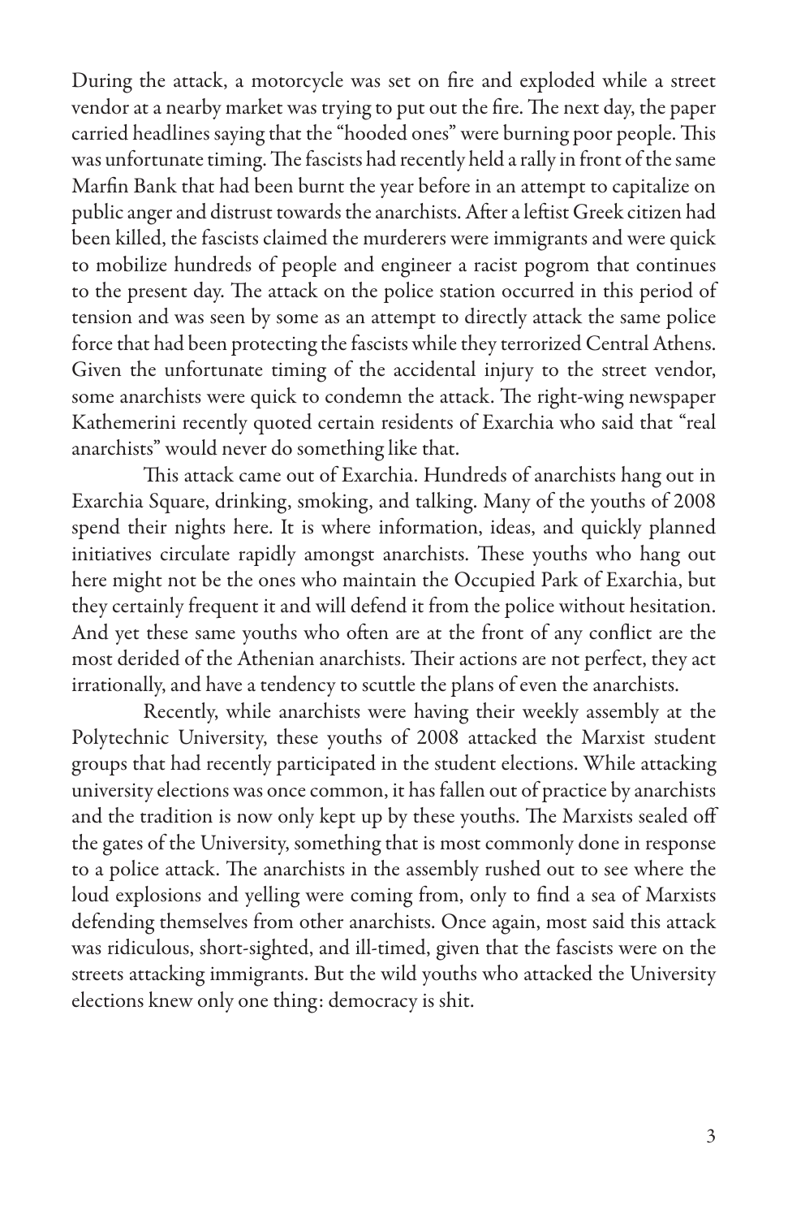During the attack, a motorcycle was set on fire and exploded while a street vendor at a nearby market was trying to put out the fire. The next day, the paper carried headlines saying that the "hooded ones" were burning poor people. This was unfortunate timing. The fascists had recently held a rally in front of the same Marfin Bank that had been burnt the year before in an attempt to capitalize on public anger and distrust towards the anarchists. After a leftist Greek citizen had been killed, the fascists claimed the murderers were immigrants and were quick to mobilize hundreds of people and engineer a racist pogrom that continues to the present day. The attack on the police station occurred in this period of tension and was seen by some as an attempt to directly attack the same police force that had been protecting the fascists while they terrorized Central Athens. Given the unfortunate timing of the accidental injury to the street vendor, some anarchists were quick to condemn the attack. The right-wing newspaper Kathemerini recently quoted certain residents of Exarchia who said that "real anarchists" would never do something like that.

This attack came out of Exarchia. Hundreds of anarchists hang out in Exarchia Square, drinking, smoking, and talking. Many of the youths of 2008 spend their nights here. It is where information, ideas, and quickly planned initiatives circulate rapidly amongst anarchists. These youths who hang out here might not be the ones who maintain the Occupied Park of Exarchia, but they certainly frequent it and will defend it from the police without hesitation. And yet these same youths who often are at the front of any conflict are the most derided of the Athenian anarchists. Their actions are not perfect, they act irrationally, and have a tendency to scuttle the plans of even the anarchists.

Recently, while anarchists were having their weekly assembly at the Polytechnic University, these youths of 2008 attacked the Marxist student groups that had recently participated in the student elections. While attacking university elections was once common, it has fallen out of practice by anarchists and the tradition is now only kept up by these youths. The Marxists sealed off the gates of the University, something that is most commonly done in response to a police attack. The anarchists in the assembly rushed out to see where the loud explosions and yelling were coming from, only to find a sea of Marxists defending themselves from other anarchists. Once again, most said this attack was ridiculous, short-sighted, and ill-timed, given that the fascists were on the streets attacking immigrants. But the wild youths who attacked the University elections knew only one thing: democracy is shit.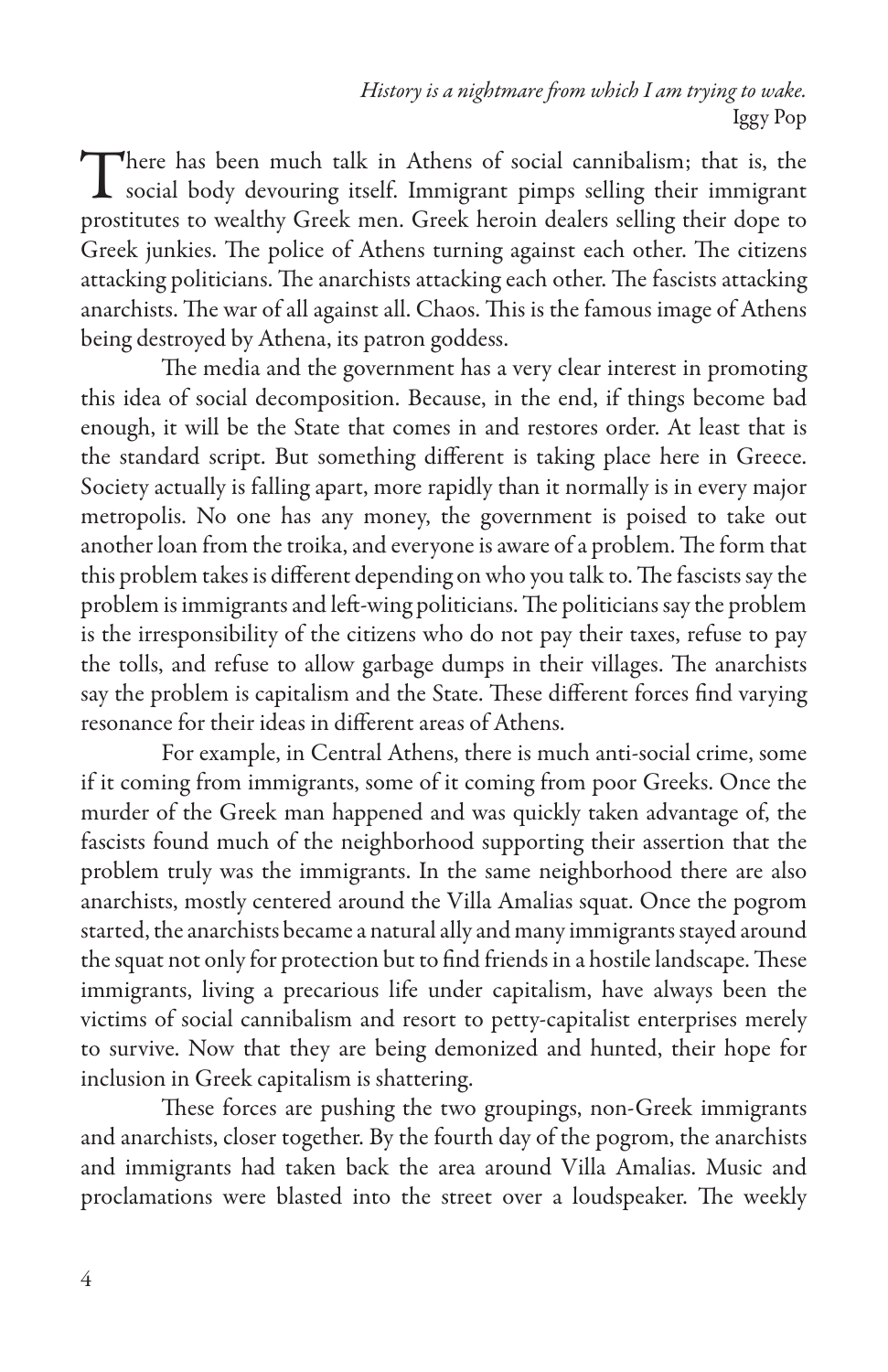*History is a nightmare from which I am trying to wake.*
Iggy Pop

There has been much talk in Athens of social cannibalism; that is, the social body devouring itself. Immigrant pimps selling their immigrant prostitutes to wealthy Greek men. Greek heroin dealers selling their dope to Greek junkies. The police of Athens turning against each other. The citizens attacking politicians. The anarchists attacking each other. The fascists attacking anarchists. The war of all against all. Chaos. This is the famous image of Athens being destroyed by Athena, its patron goddess.

The media and the government has a very clear interest in promoting this idea of social decomposition. Because, in the end, if things become bad enough, it will be the State that comes in and restores order. At least that is the standard script. But something different is taking place here in Greece. Society actually is falling apart, more rapidly than it normally is in every major metropolis. No one has any money, the government is poised to take out another loan from the troika, and everyone is aware of a problem. The form that this problem takes is different depending on who you talk to. The fascists say the problem is immigrants and left-wing politicians. The politicians say the problem is the irresponsibility of the citizens who do not pay their taxes, refuse to pay the tolls, and refuse to allow garbage dumps in their villages. The anarchists say the problem is capitalism and the State. These different forces find varying resonance for their ideas in different areas of Athens.

For example, in Central Athens, there is much anti-social crime, some if it coming from immigrants, some of it coming from poor Greeks. Once the murder of the Greek man happened and was quickly taken advantage of, the fascists found much of the neighborhood supporting their assertion that the problem truly was the immigrants. In the same neighborhood there are also anarchists, mostly centered around the Villa Amalias squat. Once the pogrom started, the anarchists became a natural ally and many immigrants stayed around the squat not only for protection but to find friends in a hostile landscape. These immigrants, living a precarious life under capitalism, have always been the victims of social cannibalism and resort to petty-capitalist enterprises merely to survive. Now that they are being demonized and hunted, their hope for inclusion in Greek capitalism is shattering.

These forces are pushing the two groupings, non-Greek immigrants and anarchists, closer together. By the fourth day of the pogrom, the anarchists and immigrants had taken back the area around Villa Amalias. Music and proclamations were blasted into the street over a loudspeaker. The weekly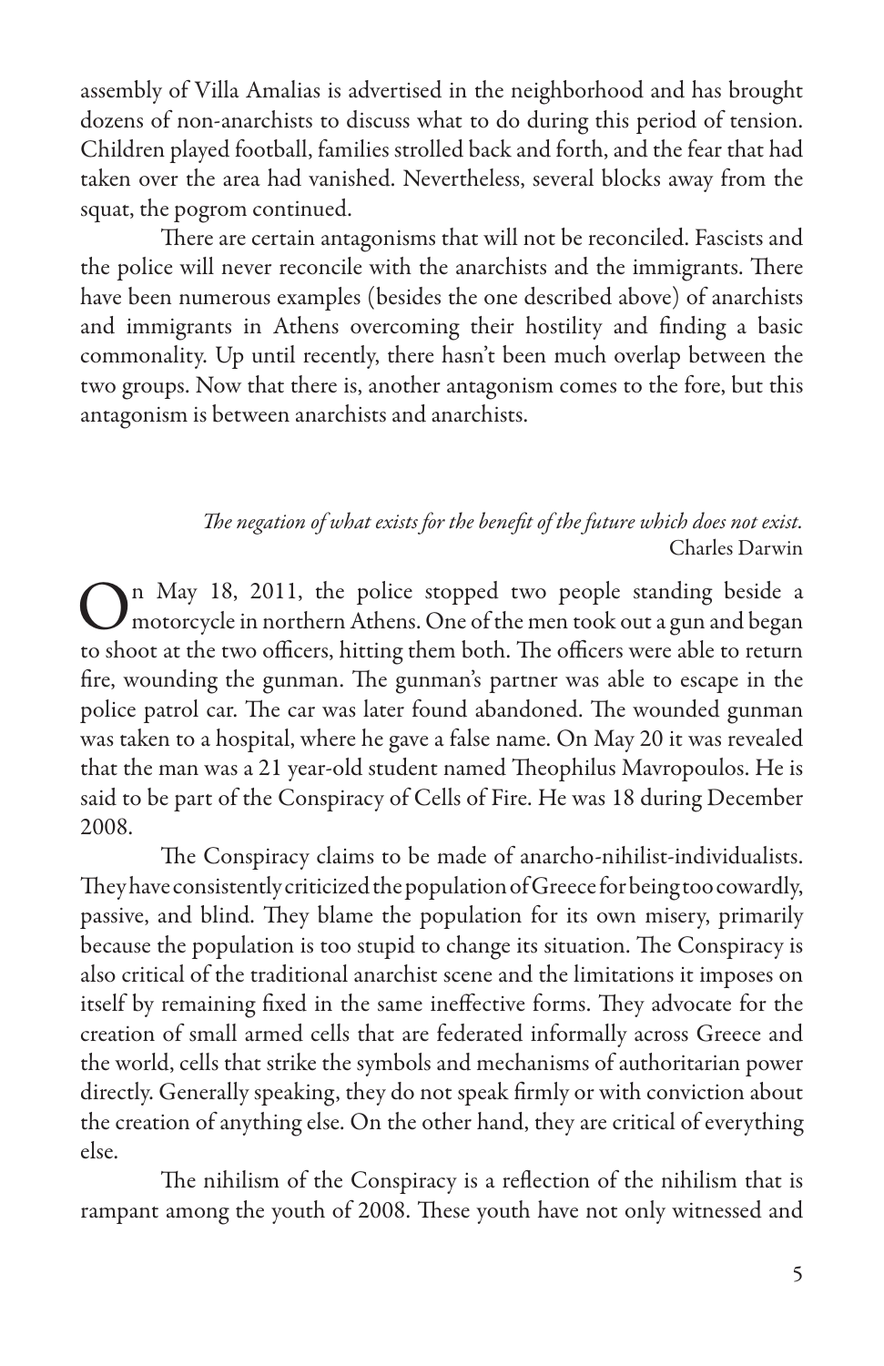assembly of Villa Amalias is advertised in the neighborhood and has brought dozens of non-anarchists to discuss what to do during this period of tension. Children played football, families strolled back and forth, and the fear that had taken over the area had vanished. Nevertheless, several blocks away from the squat, the pogrom continued.

There are certain antagonisms that will not be reconciled. Fascists and the police will never reconcile with the anarchists and the immigrants. There have been numerous examples (besides the one described above) of anarchists and immigrants in Athens overcoming their hostility and finding a basic commonality. Up until recently, there hasn't been much overlap between the two groups. Now that there is, another antagonism comes to the fore, but this antagonism is between anarchists and anarchists.

*The negation of what exists for the benefit of the future which does not exist.*
Charles Darwin

On May 18, 2011, the police stopped two people standing beside a motorcycle in northern Athens. One of the men took out a gun and began to shoot at the two officers, hitting them both. The officers were able to return fire, wounding the gunman. The gunman's partner was able to escape in the police patrol car. The car was later found abandoned. The wounded gunman was taken to a hospital, where he gave a false name. On May 20 it was revealed that the man was a 21 year-old student named Theophilus Mavropoulos. He is said to be part of the Conspiracy of Cells of Fire. He was 18 during December 2008.

The Conspiracy claims to be made of anarcho-nihilist-individualists. They have consistently criticized the population of Greece for being too cowardly, passive, and blind. They blame the population for its own misery, primarily because the population is too stupid to change its situation. The Conspiracy is also critical of the traditional anarchist scene and the limitations it imposes on itself by remaining fixed in the same ineffective forms. They advocate for the creation of small armed cells that are federated informally across Greece and the world, cells that strike the symbols and mechanisms of authoritarian power directly. Generally speaking, they do not speak firmly or with conviction about the creation of anything else. On the other hand, they are critical of everything else.

The nihilism of the Conspiracy is a reflection of the nihilism that is rampant among the youth of 2008. These youth have not only witnessed and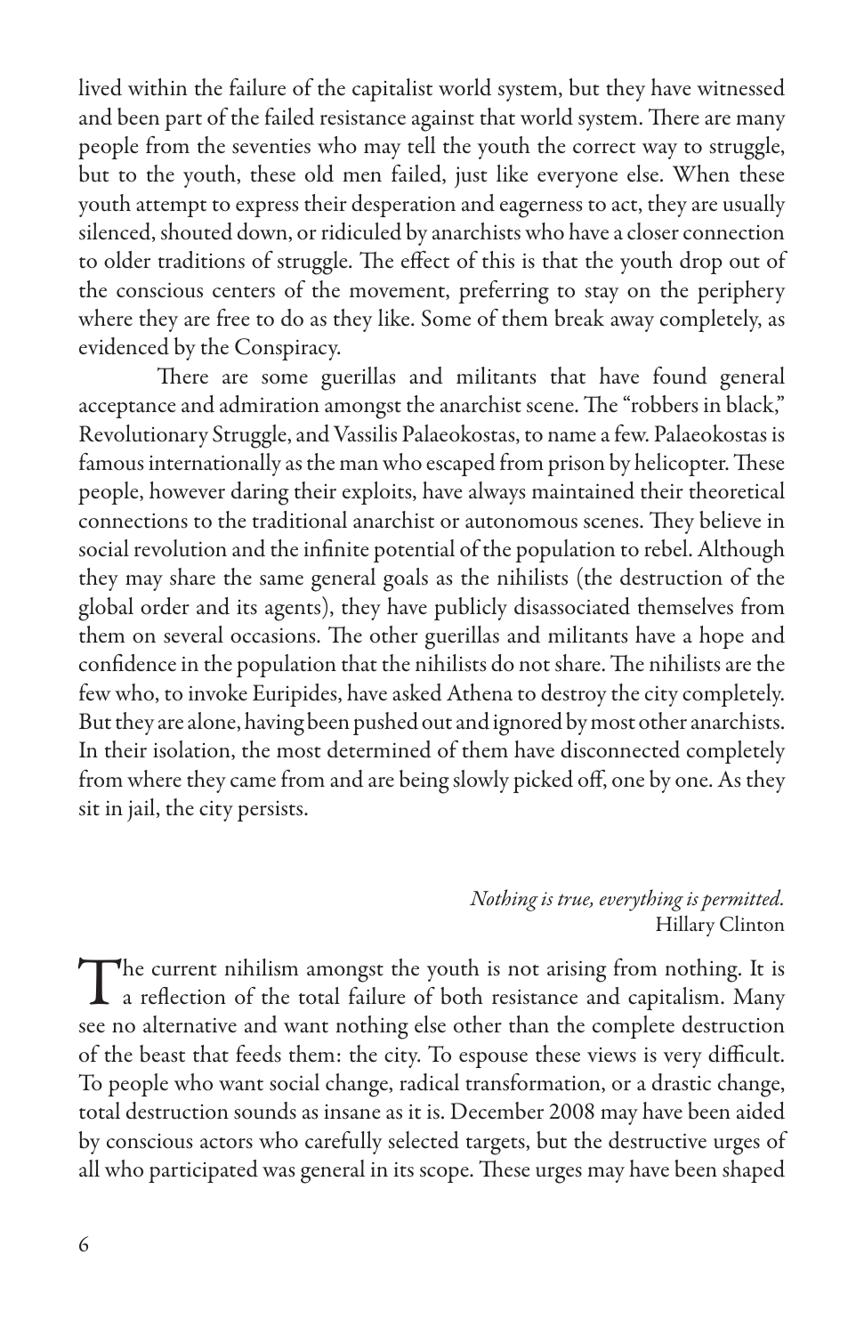lived within the failure of the capitalist world system, but they have witnessed and been part of the failed resistance against that world system. There are many people from the seventies who may tell the youth the correct way to struggle, but to the youth, these old men failed, just like everyone else. When these youth attempt to express their desperation and eagerness to act, they are usually silenced, shouted down, or ridiculed by anarchists who have a closer connection to older traditions of struggle. The effect of this is that the youth drop out of the conscious centers of the movement, preferring to stay on the periphery where they are free to do as they like. Some of them break away completely, as evidenced by the Conspiracy.

There are some guerillas and militants that have found general acceptance and admiration amongst the anarchist scene. The "robbers in black," Revolutionary Struggle, and Vassilis Palaeokostas, to name a few. Palaeokostas is famous internationally as the man who escaped from prison by helicopter. These people, however daring their exploits, have always maintained their theoretical connections to the traditional anarchist or autonomous scenes. They believe in social revolution and the infinite potential of the population to rebel. Although they may share the same general goals as the nihilists (the destruction of the global order and its agents), they have publicly disassociated themselves from them on several occasions. The other guerillas and militants have a hope and confidence in the population that the nihilists do not share. The nihilists are the few who, to invoke Euripides, have asked Athena to destroy the city completely. But they are alone, having been pushed out and ignored by most other anarchists. In their isolation, the most determined of them have disconnected completely from where they came from and are being slowly picked off, one by one. As they sit in jail, the city persists.

*Nothing is true, everything is permitted.*
Hillary Clinton

The current nihilism amongst the youth is not arising from nothing. It is a reflection of the total failure of both resistance and capitalism. Many see no alternative and want nothing else other than the complete destruction of the beast that feeds them: the city. To espouse these views is very difficult. To people who want social change, radical transformation, or a drastic change, total destruction sounds as insane as it is. December 2008 may have been aided by conscious actors who carefully selected targets, but the destructive urges of all who participated was general in its scope. These urges may have been shaped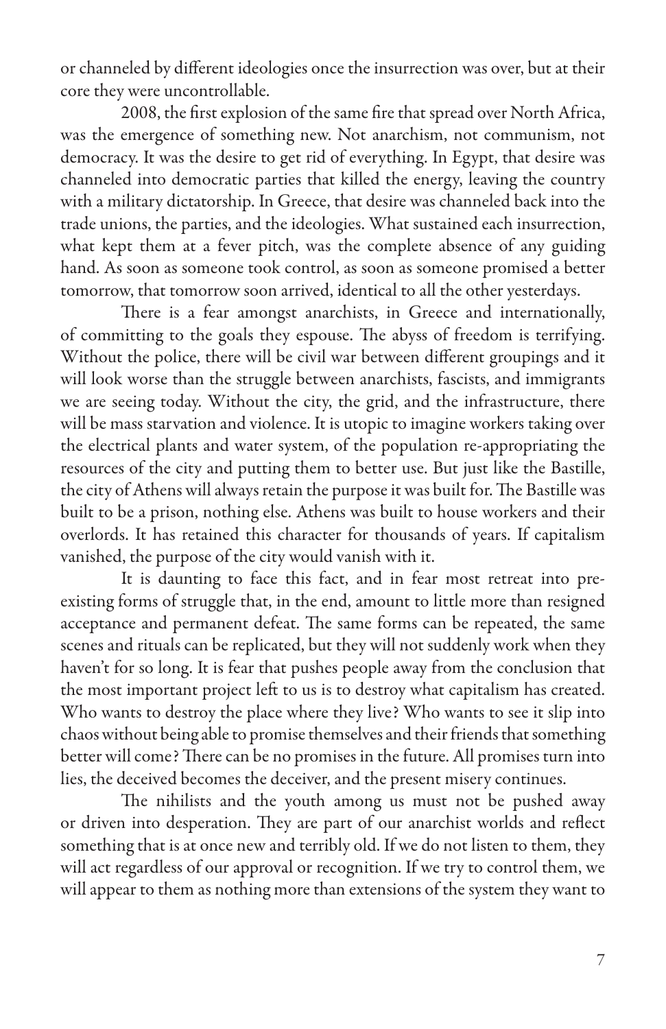or channeled by different ideologies once the insurrection was over, but at their core they were uncontrollable.

2008, the first explosion of the same fire that spread over North Africa, was the emergence of something new. Not anarchism, not communism, not democracy. It was the desire to get rid of everything. In Egypt, that desire was channeled into democratic parties that killed the energy, leaving the country with a military dictatorship. In Greece, that desire was channeled back into the trade unions, the parties, and the ideologies. What sustained each insurrection, what kept them at a fever pitch, was the complete absence of any guiding hand. As soon as someone took control, as soon as someone promised a better tomorrow, that tomorrow soon arrived, identical to all the other yesterdays.

There is a fear amongst anarchists, in Greece and internationally, of committing to the goals they espouse. The abyss of freedom is terrifying. Without the police, there will be civil war between different groupings and it will look worse than the struggle between anarchists, fascists, and immigrants we are seeing today. Without the city, the grid, and the infrastructure, there will be mass starvation and violence. It is utopic to imagine workers taking over the electrical plants and water system, of the population re-appropriating the resources of the city and putting them to better use. But just like the Bastille, the city of Athens will always retain the purpose it was built for. The Bastille was built to be a prison, nothing else. Athens was built to house workers and their overlords. It has retained this character for thousands of years. If capitalism vanished, the purpose of the city would vanish with it.

It is daunting to face this fact, and in fear most retreat into pre-existing forms of struggle that, in the end, amount to little more than resigned acceptance and permanent defeat. The same forms can be repeated, the same scenes and rituals can be replicated, but they will not suddenly work when they haven't for so long. It is fear that pushes people away from the conclusion that the most important project left to us is to destroy what capitalism has created. Who wants to destroy the place where they live? Who wants to see it slip into chaos without being able to promise themselves and their friends that something better will come? There can be no promises in the future. All promises turn into lies, the deceived becomes the deceiver, and the present misery continues.

The nihilists and the youth among us must not be pushed away or driven into desperation. They are part of our anarchist worlds and reflect something that is at once new and terribly old. If we do not listen to them, they will act regardless of our approval or recognition. If we try to control them, we will appear to them as nothing more than extensions of the system they want to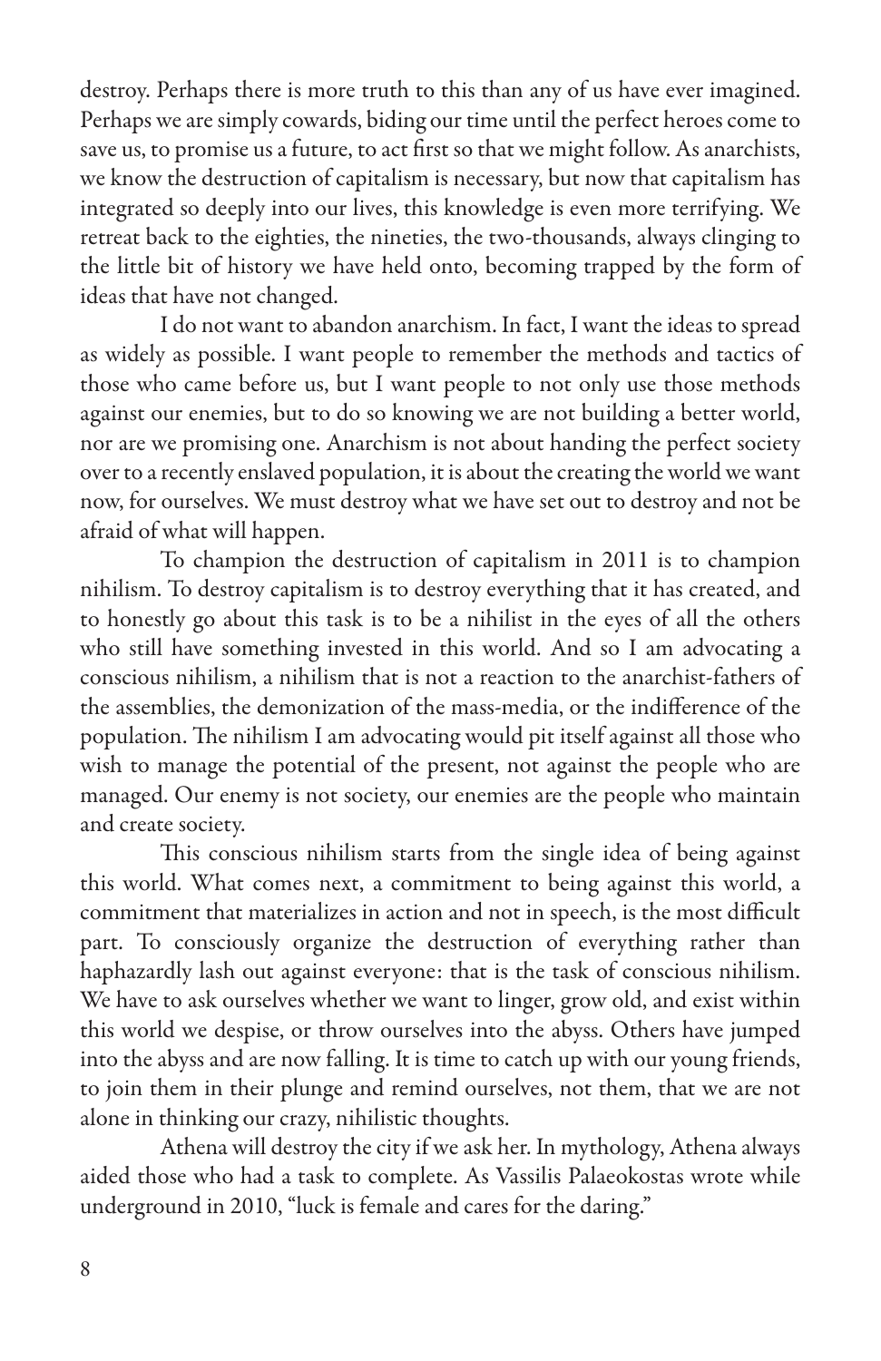destroy. Perhaps there is more truth to this than any of us have ever imagined. Perhaps we are simply cowards, biding our time until the perfect heroes come to save us, to promise us a future, to act first so that we might follow. As anarchists, we know the destruction of capitalism is necessary, but now that capitalism has integrated so deeply into our lives, this knowledge is even more terrifying. We retreat back to the eighties, the nineties, the two-thousands, always clinging to the little bit of history we have held onto, becoming trapped by the form of ideas that have not changed.

I do not want to abandon anarchism. In fact, I want the ideas to spread as widely as possible. I want people to remember the methods and tactics of those who came before us, but I want people to not only use those methods against our enemies, but to do so knowing we are not building a better world, nor are we promising one. Anarchism is not about handing the perfect society over to a recently enslaved population, it is about the creating the world we want now, for ourselves. We must destroy what we have set out to destroy and not be afraid of what will happen.

To champion the destruction of capitalism in 2011 is to champion nihilism. To destroy capitalism is to destroy everything that it has created, and to honestly go about this task is to be a nihilist in the eyes of all the others who still have something invested in this world. And so I am advocating a conscious nihilism, a nihilism that is not a reaction to the anarchist-fathers of the assemblies, the demonization of the mass-media, or the indifference of the population. The nihilism I am advocating would pit itself against all those who wish to manage the potential of the present, not against the people who are managed. Our enemy is not society, our enemies are the people who maintain and create society.

This conscious nihilism starts from the single idea of being against this world. What comes next, a commitment to being against this world, a commitment that materializes in action and not in speech, is the most difficult part. To consciously organize the destruction of everything rather than haphazardly lash out against everyone: that is the task of conscious nihilism. We have to ask ourselves whether we want to linger, grow old, and exist within this world we despise, or throw ourselves into the abyss. Others have jumped into the abyss and are now falling. It is time to catch up with our young friends, to join them in their plunge and remind ourselves, not them, that we are not alone in thinking our crazy, nihilistic thoughts.

Athena will destroy the city if we ask her. In mythology, Athena always aided those who had a task to complete. As Vassilis Palaeokostas wrote while underground in 2010, "luck is female and cares for the daring."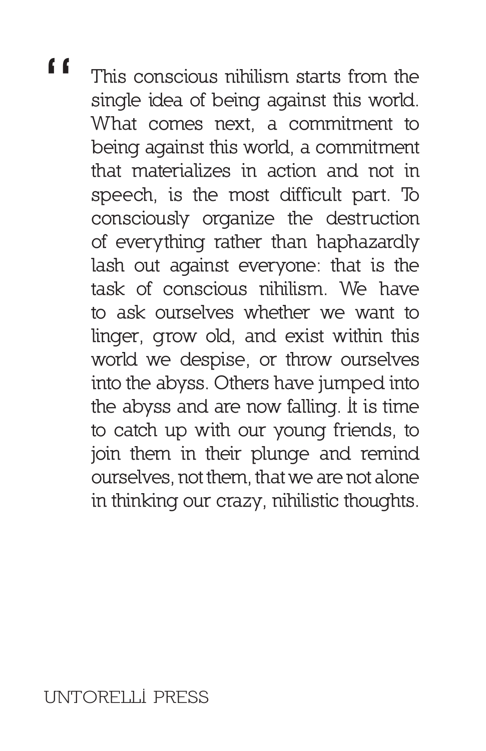"This conscious nihilism starts from the single idea of being against this world. What comes next, a commitment to being against this world, a commitment that materializes in action and not in speech, is the most difficult part. To consciously organize the destruction of everything rather than haphazardly lash out against everyone: that is the task of conscious nihilism. We have to ask ourselves whether we want to linger, grow old, and exist within this world we despise, or throw ourselves into the abyss. Others have jumped into the abyss and are now falling. It is time to catch up with our young friends, to join them in their plunge and remind ourselves, not them, that we are not alone in thinking our crazy, nihilistic thoughts.

UNTORELLİ PRESS